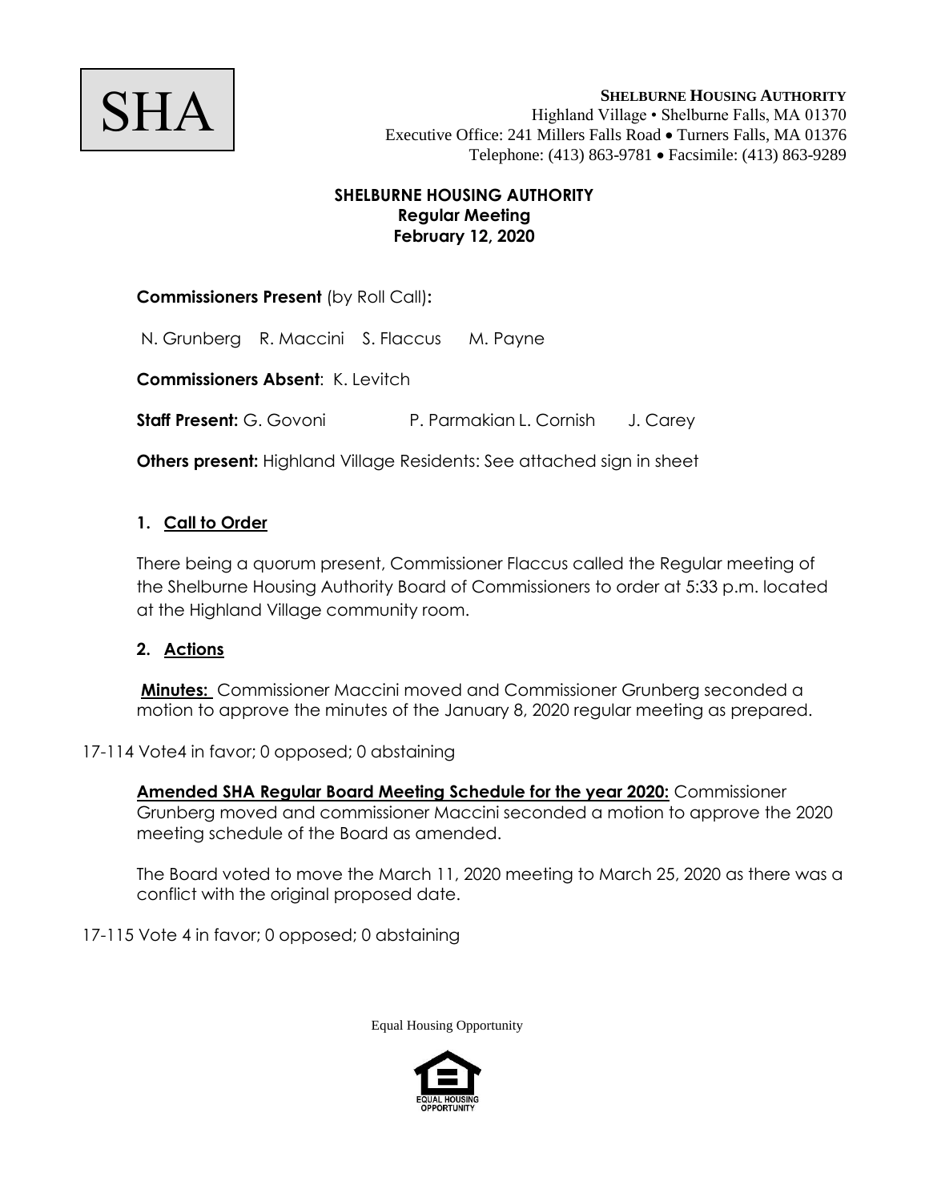SHA

**SHELBURNE HOUSING AUTHORITY**
Highland Village • Shelburne Falls, MA 01370
Executive Office: 241 Millers Falls Road • Turners Falls, MA 01376
Telephone: (413) 863-9781 • Facsimile: (413) 863-9289

**SHELBURNE HOUSING AUTHORITY**
**Regular Meeting**
**February 12, 2020**

**Commissioners Present** (by Roll Call)**:**

N. Grunberg R. Maccini S. Flaccus M. Payne

**Commissioners Absent**: K. Levitch

**Staff Present:** G. Govoni P. Parmakian L. Cornish J. Carey

**Others present:** Highland Village Residents: See attached sign in sheet

## 1. Call to Order

There being a quorum present, Commissioner Flaccus called the Regular meeting of the Shelburne Housing Authority Board of Commissioners to order at 5:33 p.m. located at the Highland Village community room.

## 2. Actions

**Minutes:** Commissioner Maccini moved and Commissioner Grunberg seconded a motion to approve the minutes of the January 8, 2020 regular meeting as prepared.

17-114 Vote4 in favor; 0 opposed; 0 abstaining

**Amended SHA Regular Board Meeting Schedule for the year 2020:** Commissioner Grunberg moved and commissioner Maccini seconded a motion to approve the 2020 meeting schedule of the Board as amended.

The Board voted to move the March 11, 2020 meeting to March 25, 2020 as there was a conflict with the original proposed date.

17-115 Vote 4 in favor; 0 opposed; 0 abstaining

Equal Housing Opportunity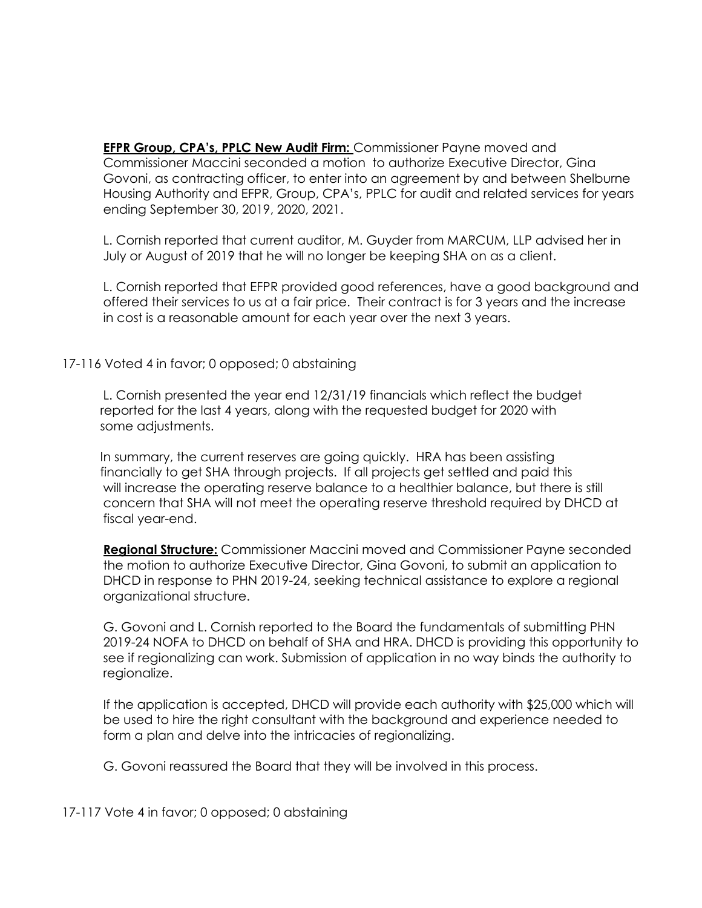**EFPR Group, CPA's, PPLC New Audit Firm:** Commissioner Payne moved and Commissioner Maccini seconded a motion to authorize Executive Director, Gina Govoni, as contracting officer, to enter into an agreement by and between Shelburne Housing Authority and EFPR, Group, CPA's, PPLC for audit and related services for years ending September 30, 2019, 2020, 2021.

L. Cornish reported that current auditor, M. Guyder from MARCUM, LLP advised her in July or August of 2019 that he will no longer be keeping SHA on as a client.

L. Cornish reported that EFPR provided good references, have a good background and offered their services to us at a fair price. Their contract is for 3 years and the increase in cost is a reasonable amount for each year over the next 3 years.

17-116 Voted 4 in favor; 0 opposed; 0 abstaining

L. Cornish presented the year end 12/31/19 financials which reflect the budget reported for the last 4 years, along with the requested budget for 2020 with some adjustments.

In summary, the current reserves are going quickly. HRA has been assisting financially to get SHA through projects. If all projects get settled and paid this will increase the operating reserve balance to a healthier balance, but there is still concern that SHA will not meet the operating reserve threshold required by DHCD at fiscal year-end.

**Regional Structure:** Commissioner Maccini moved and Commissioner Payne seconded the motion to authorize Executive Director, Gina Govoni, to submit an application to DHCD in response to PHN 2019-24, seeking technical assistance to explore a regional organizational structure.

G. Govoni and L. Cornish reported to the Board the fundamentals of submitting PHN 2019-24 NOFA to DHCD on behalf of SHA and HRA. DHCD is providing this opportunity to see if regionalizing can work. Submission of application in no way binds the authority to regionalize.

If the application is accepted, DHCD will provide each authority with $25,000 which will be used to hire the right consultant with the background and experience needed to form a plan and delve into the intricacies of regionalizing.

G. Govoni reassured the Board that they will be involved in this process.

17-117 Vote 4 in favor; 0 opposed; 0 abstaining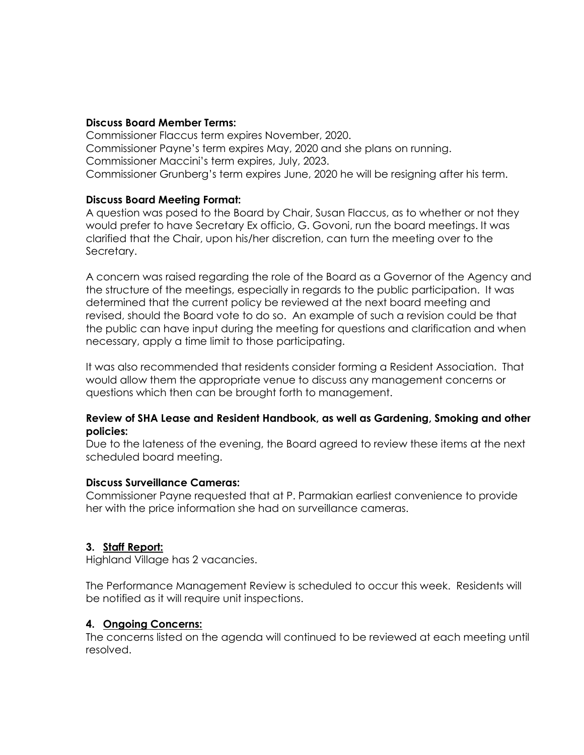**Discuss Board Member Terms:**
Commissioner Flaccus term expires November, 2020.
Commissioner Payne's term expires May, 2020 and she plans on running.
Commissioner Maccini's term expires, July, 2023.
Commissioner Grunberg's term expires June, 2020 he will be resigning after his term.

**Discuss Board Meeting Format:**
A question was posed to the Board by Chair, Susan Flaccus, as to whether or not they would prefer to have Secretary Ex officio, G. Govoni, run the board meetings. It was clarified that the Chair, upon his/her discretion, can turn the meeting over to the Secretary.

A concern was raised regarding the role of the Board as a Governor of the Agency and the structure of the meetings, especially in regards to the public participation. It was determined that the current policy be reviewed at the next board meeting and revised, should the Board vote to do so. An example of such a revision could be that the public can have input during the meeting for questions and clarification and when necessary, apply a time limit to those participating.

It was also recommended that residents consider forming a Resident Association. That would allow them the appropriate venue to discuss any management concerns or questions which then can be brought forth to management.

**Review of SHA Lease and Resident Handbook, as well as Gardening, Smoking and other policies:**
Due to the lateness of the evening, the Board agreed to review these items at the next scheduled board meeting.

**Discuss Surveillance Cameras:**
Commissioner Payne requested that at P. Parmakian earliest convenience to provide her with the price information she had on surveillance cameras.

## 3. <u>Staff Report:</u>

Highland Village has 2 vacancies.

The Performance Management Review is scheduled to occur this week. Residents will be notified as it will require unit inspections.

## 4. <u>Ongoing Concerns:</u>

The concerns listed on the agenda will continued to be reviewed at each meeting until resolved.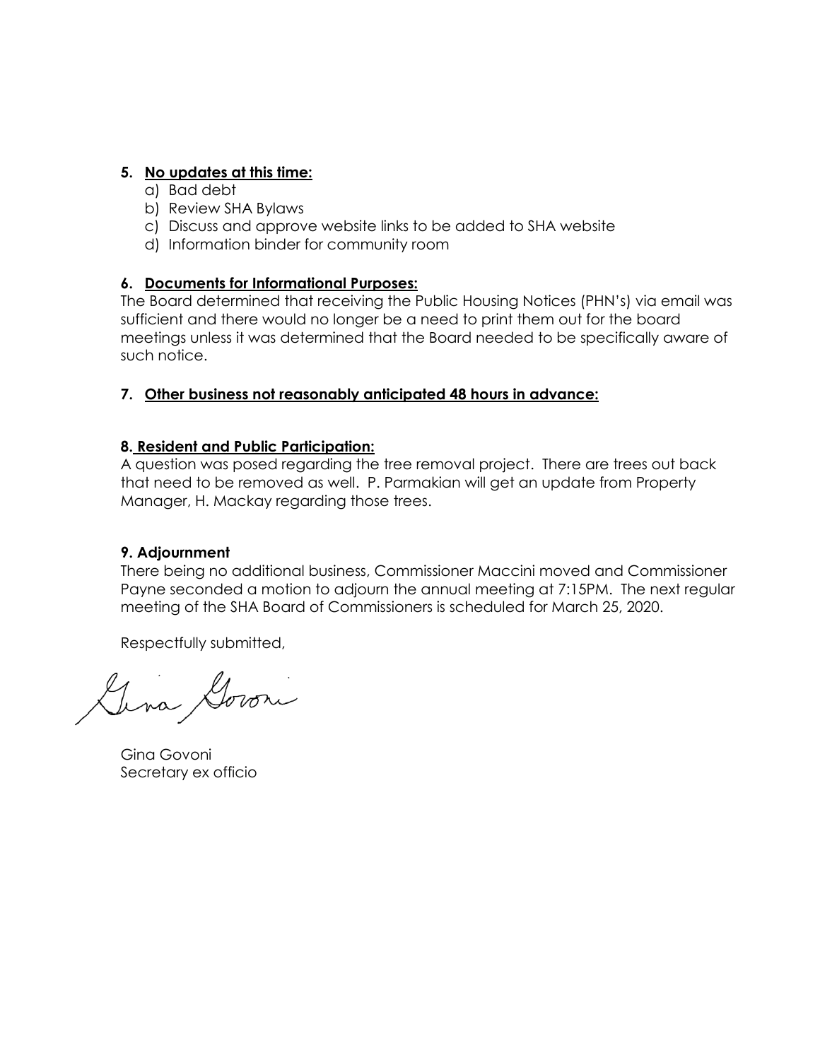**5. No updates at this time:**

a) Bad debt
b) Review SHA Bylaws
c) Discuss and approve website links to be added to SHA website
d) Information binder for community room

**6. Documents for Informational Purposes:**

The Board determined that receiving the Public Housing Notices (PHN's) via email was sufficient and there would no longer be a need to print them out for the board meetings unless it was determined that the Board needed to be specifically aware of such notice.

**7. Other business not reasonably anticipated 48 hours in advance:**

**8. Resident and Public Participation:**

A question was posed regarding the tree removal project. There are trees out back that need to be removed as well. P. Parmakian will get an update from Property Manager, H. Mackay regarding those trees.

**9. Adjournment**

There being no additional business, Commissioner Maccini moved and Commissioner Payne seconded a motion to adjourn the annual meeting at 7:15PM. The next regular meeting of the SHA Board of Commissioners is scheduled for March 25, 2020.

Respectfully submitted,

Gina Govoni

Gina Govoni
Secretary ex officio